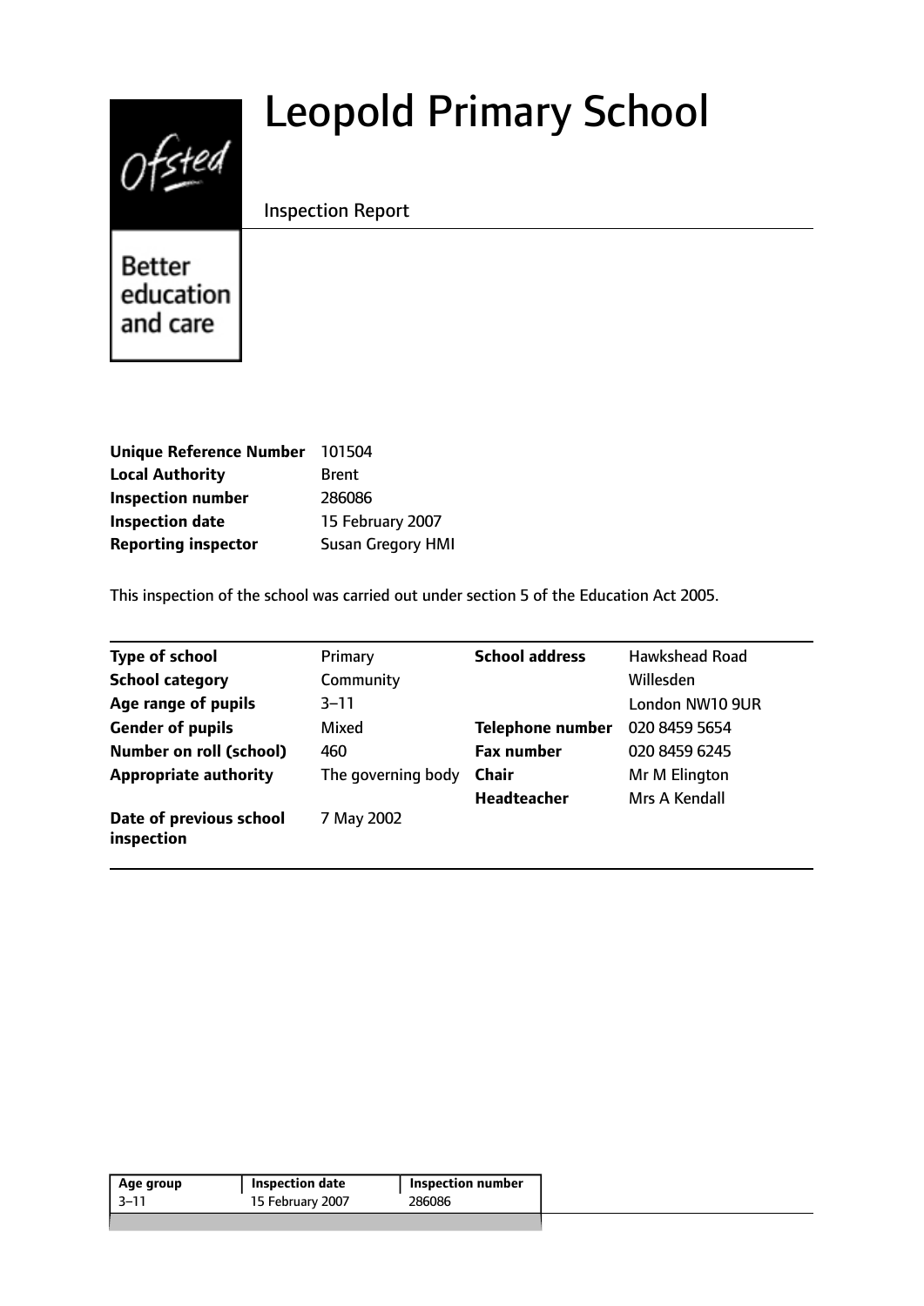# Leopold Primary School

Inspection Report

Better education and care

| | |
|---|---|
| **Unique Reference Number** | 101504 |
| **Local Authority** | Brent |
| **Inspection number** | 286086 |
| **Inspection date** | 15 February 2007 |
| **Reporting inspector** | Susan Gregory HMI |

This inspection of the school was carried out under section 5 of the Education Act 2005.

| | | | |
|---|---|---|---|
| **Type of school** | Primary | **School address** | Hawkshead Road |
| **School category** | Community | | Willesden |
| **Age range of pupils** | 3–11 | | London NW10 9UR |
| **Gender of pupils** | Mixed | **Telephone number** | 020 8459 5654 |
| **Number on roll (school)** | 460 | **Fax number** | 020 8459 6245 |
| **Appropriate authority** | The governing body | **Chair** | Mr M Elington |
| | | **Headteacher** | Mrs A Kendall |
| **Date of previous school inspection** | 7 May 2002 | | |

| Age group | Inspection date | Inspection number |
|---|---|---|
| 3–11 | 15 February 2007 | 286086 |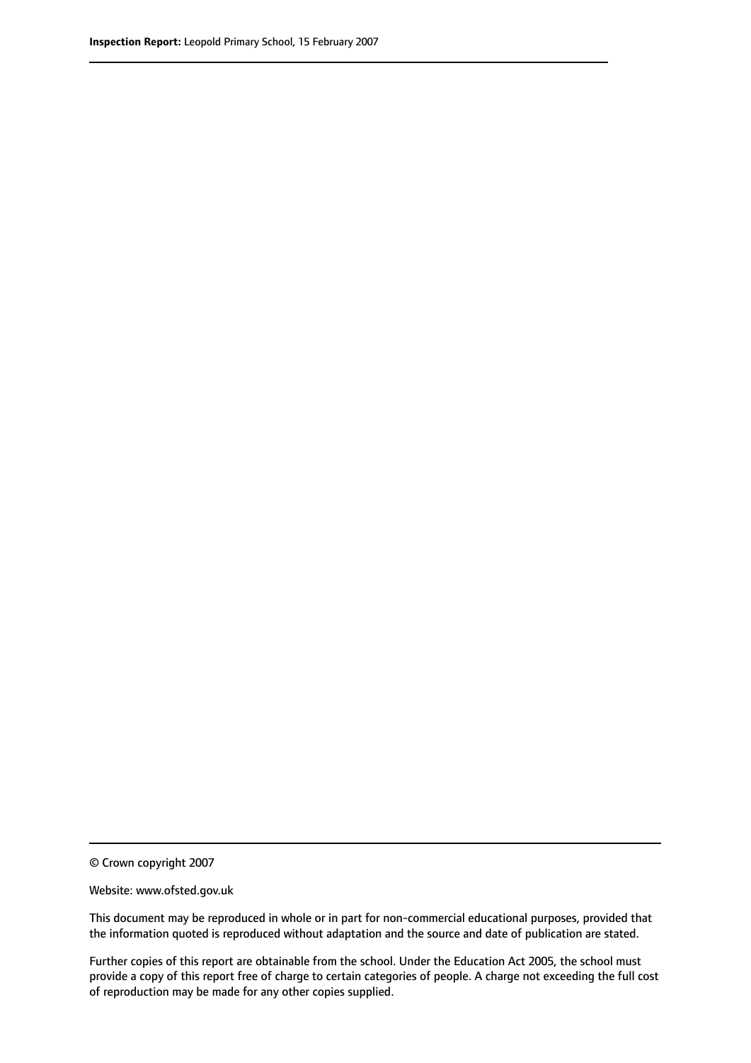© Crown copyright 2007

Website: www.ofsted.gov.uk

This document may be reproduced in whole or in part for non-commercial educational purposes, provided that the information quoted is reproduced without adaptation and the source and date of publication are stated.

Further copies of this report are obtainable from the school. Under the Education Act 2005, the school must provide a copy of this report free of charge to certain categories of people. A charge not exceeding the full cost of reproduction may be made for any other copies supplied.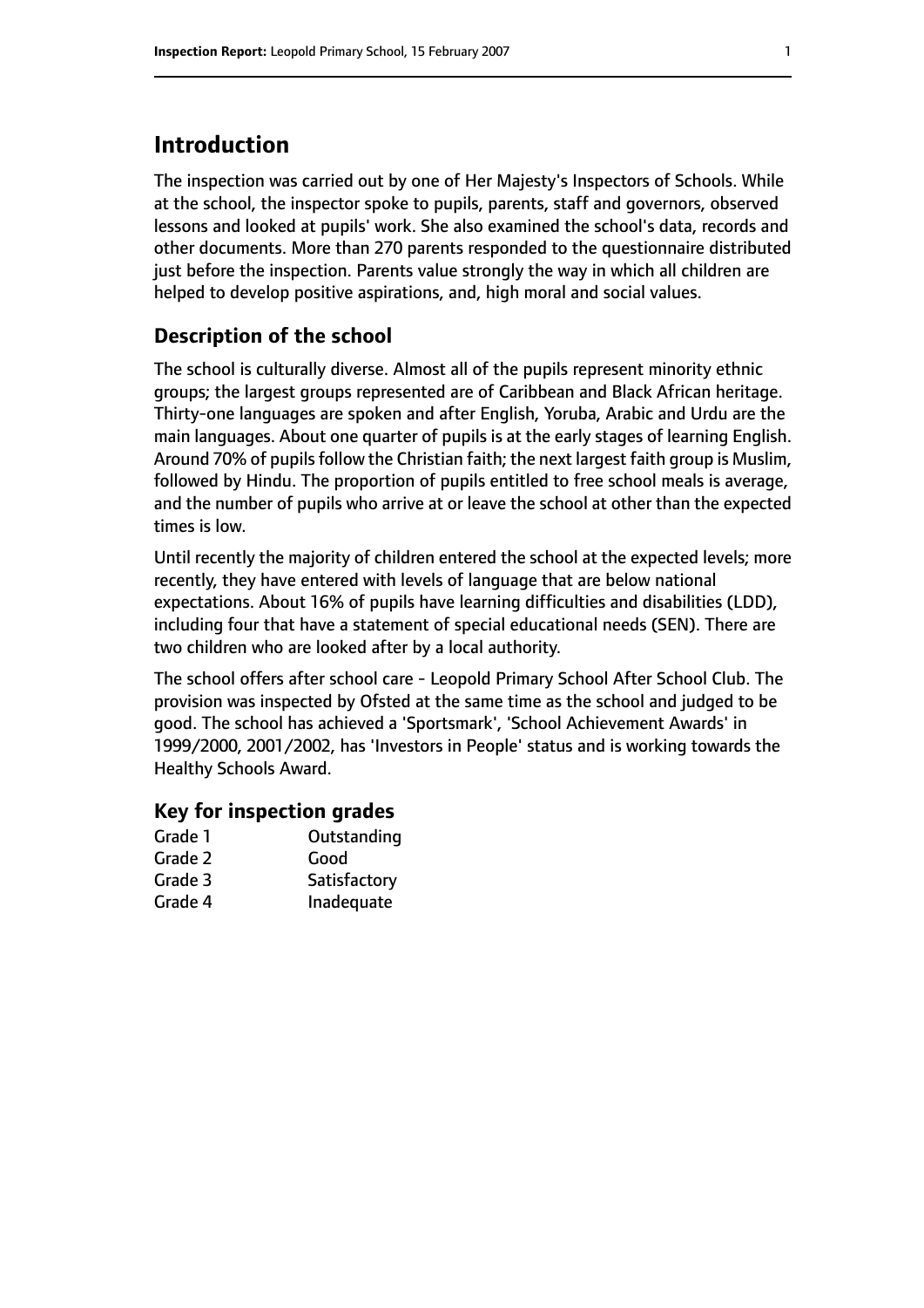# Introduction

The inspection was carried out by one of Her Majesty's Inspectors of Schools. While at the school, the inspector spoke to pupils, parents, staff and governors, observed lessons and looked at pupils' work. She also examined the school's data, records and other documents. More than 270 parents responded to the questionnaire distributed just before the inspection. Parents value strongly the way in which all children are helped to develop positive aspirations, and, high moral and social values.

## Description of the school

The school is culturally diverse. Almost all of the pupils represent minority ethnic groups; the largest groups represented are of Caribbean and Black African heritage. Thirty-one languages are spoken and after English, Yoruba, Arabic and Urdu are the main languages. About one quarter of pupils is at the early stages of learning English. Around 70% of pupils follow the Christian faith; the next largest faith group is Muslim, followed by Hindu. The proportion of pupils entitled to free school meals is average, and the number of pupils who arrive at or leave the school at other than the expected times is low.

Until recently the majority of children entered the school at the expected levels; more recently, they have entered with levels of language that are below national expectations. About 16% of pupils have learning difficulties and disabilities (LDD), including four that have a statement of special educational needs (SEN). There are two children who are looked after by a local authority.

The school offers after school care - Leopold Primary School After School Club. The provision was inspected by Ofsted at the same time as the school and judged to be good. The school has achieved a 'Sportsmark', 'School Achievement Awards' in 1999/2000, 2001/2002, has 'Investors in People' status and is working towards the Healthy Schools Award.

## Key for inspection grades

| | |
|---|---|
| Grade 1 | Outstanding |
| Grade 2 | Good |
| Grade 3 | Satisfactory |
| Grade 4 | Inadequate |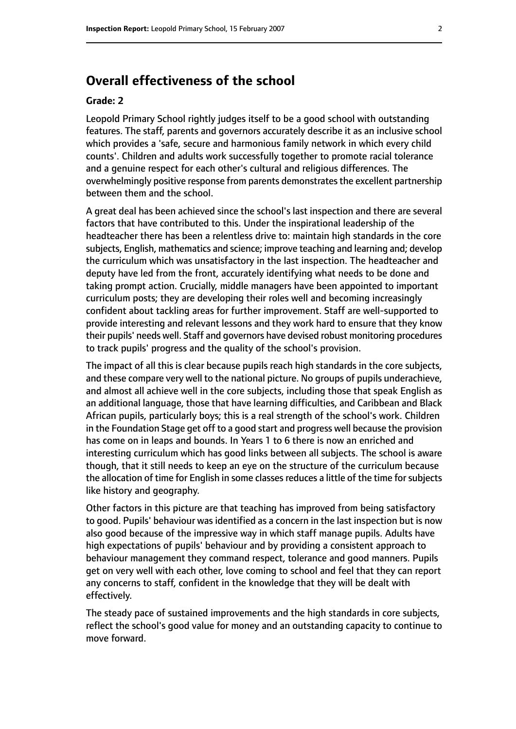## Overall effectiveness of the school

### Grade: 2

Leopold Primary School rightly judges itself to be a good school with outstanding features. The staff, parents and governors accurately describe it as an inclusive school which provides a 'safe, secure and harmonious family network in which every child counts'. Children and adults work successfully together to promote racial tolerance and a genuine respect for each other's cultural and religious differences. The overwhelmingly positive response from parents demonstrates the excellent partnership between them and the school.

A great deal has been achieved since the school's last inspection and there are several factors that have contributed to this. Under the inspirational leadership of the headteacher there has been a relentless drive to: maintain high standards in the core subjects, English, mathematics and science; improve teaching and learning and; develop the curriculum which was unsatisfactory in the last inspection. The headteacher and deputy have led from the front, accurately identifying what needs to be done and taking prompt action. Crucially, middle managers have been appointed to important curriculum posts; they are developing their roles well and becoming increasingly confident about tackling areas for further improvement. Staff are well-supported to provide interesting and relevant lessons and they work hard to ensure that they know their pupils' needs well. Staff and governors have devised robust monitoring procedures to track pupils' progress and the quality of the school's provision.

The impact of all this is clear because pupils reach high standards in the core subjects, and these compare very well to the national picture. No groups of pupils underachieve, and almost all achieve well in the core subjects, including those that speak English as an additional language, those that have learning difficulties, and Caribbean and Black African pupils, particularly boys; this is a real strength of the school's work. Children in the Foundation Stage get off to a good start and progress well because the provision has come on in leaps and bounds. In Years 1 to 6 there is now an enriched and interesting curriculum which has good links between all subjects. The school is aware though, that it still needs to keep an eye on the structure of the curriculum because the allocation of time for English in some classes reduces a little of the time for subjects like history and geography.

Other factors in this picture are that teaching has improved from being satisfactory to good. Pupils' behaviour was identified as a concern in the last inspection but is now also good because of the impressive way in which staff manage pupils. Adults have high expectations of pupils' behaviour and by providing a consistent approach to behaviour management they command respect, tolerance and good manners. Pupils get on very well with each other, love coming to school and feel that they can report any concerns to staff, confident in the knowledge that they will be dealt with effectively.

The steady pace of sustained improvements and the high standards in core subjects, reflect the school's good value for money and an outstanding capacity to continue to move forward.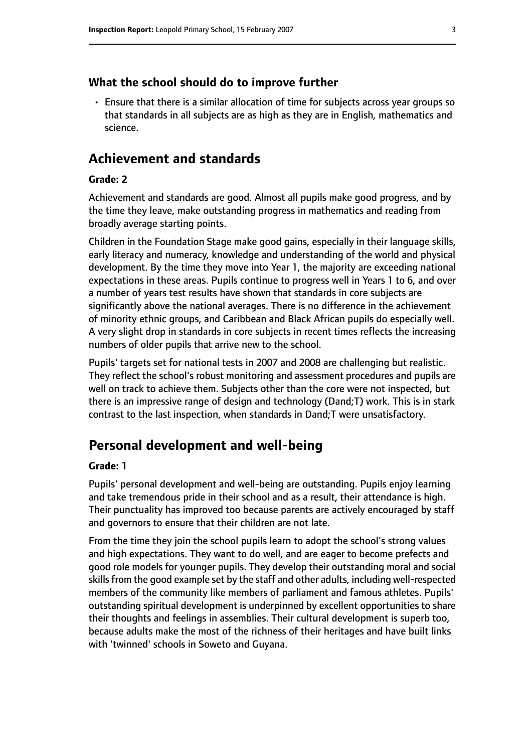### What the school should do to improve further

- Ensure that there is a similar allocation of time for subjects across year groups so that standards in all subjects are as high as they are in English, mathematics and science.

## Achievement and standards

#### Grade: 2

Achievement and standards are good. Almost all pupils make good progress, and by the time they leave, make outstanding progress in mathematics and reading from broadly average starting points.

Children in the Foundation Stage make good gains, especially in their language skills, early literacy and numeracy, knowledge and understanding of the world and physical development. By the time they move into Year 1, the majority are exceeding national expectations in these areas. Pupils continue to progress well in Years 1 to 6, and over a number of years test results have shown that standards in core subjects are significantly above the national averages. There is no difference in the achievement of minority ethnic groups, and Caribbean and Black African pupils do especially well. A very slight drop in standards in core subjects in recent times reflects the increasing numbers of older pupils that arrive new to the school.

Pupils' targets set for national tests in 2007 and 2008 are challenging but realistic. They reflect the school's robust monitoring and assessment procedures and pupils are well on track to achieve them. Subjects other than the core were not inspected, but there is an impressive range of design and technology (Dand;T) work. This is in stark contrast to the last inspection, when standards in Dand;T were unsatisfactory.

## Personal development and well-being

#### Grade: 1

Pupils' personal development and well-being are outstanding. Pupils enjoy learning and take tremendous pride in their school and as a result, their attendance is high. Their punctuality has improved too because parents are actively encouraged by staff and governors to ensure that their children are not late.

From the time they join the school pupils learn to adopt the school's strong values and high expectations. They want to do well, and are eager to become prefects and good role models for younger pupils. They develop their outstanding moral and social skills from the good example set by the staff and other adults, including well-respected members of the community like members of parliament and famous athletes. Pupils' outstanding spiritual development is underpinned by excellent opportunities to share their thoughts and feelings in assemblies. Their cultural development is superb too, because adults make the most of the richness of their heritages and have built links with 'twinned' schools in Soweto and Guyana.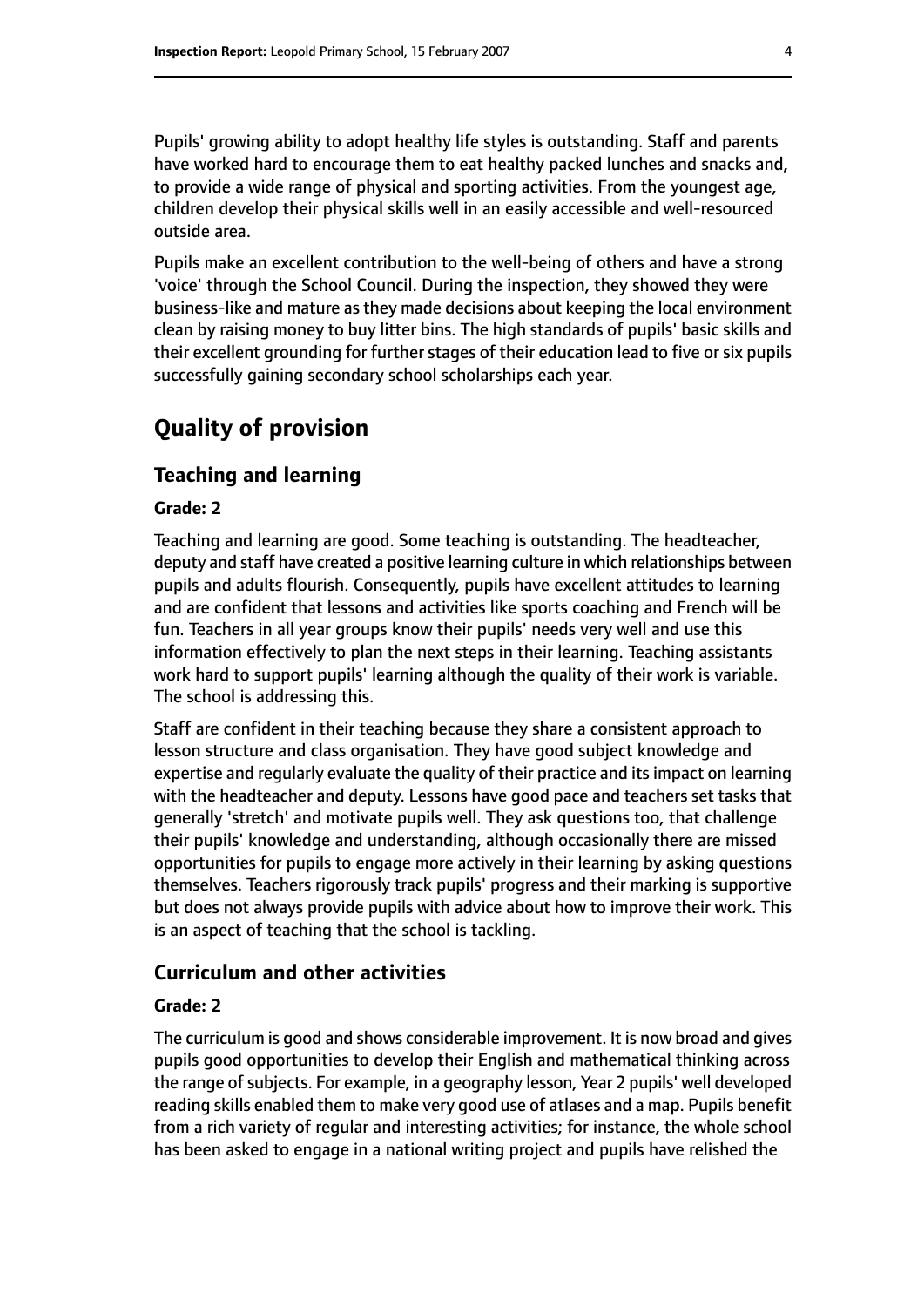Pupils' growing ability to adopt healthy life styles is outstanding. Staff and parents have worked hard to encourage them to eat healthy packed lunches and snacks and, to provide a wide range of physical and sporting activities. From the youngest age, children develop their physical skills well in an easily accessible and well-resourced outside area.

Pupils make an excellent contribution to the well-being of others and have a strong 'voice' through the School Council. During the inspection, they showed they were business-like and mature as they made decisions about keeping the local environment clean by raising money to buy litter bins. The high standards of pupils' basic skills and their excellent grounding for further stages of their education lead to five or six pupils successfully gaining secondary school scholarships each year.

# Quality of provision

## Teaching and learning

#### Grade: 2

Teaching and learning are good. Some teaching is outstanding. The headteacher, deputy and staff have created a positive learning culture in which relationships between pupils and adults flourish. Consequently, pupils have excellent attitudes to learning and are confident that lessons and activities like sports coaching and French will be fun. Teachers in all year groups know their pupils' needs very well and use this information effectively to plan the next steps in their learning. Teaching assistants work hard to support pupils' learning although the quality of their work is variable. The school is addressing this.

Staff are confident in their teaching because they share a consistent approach to lesson structure and class organisation. They have good subject knowledge and expertise and regularly evaluate the quality of their practice and its impact on learning with the headteacher and deputy. Lessons have good pace and teachers set tasks that generally 'stretch' and motivate pupils well. They ask questions too, that challenge their pupils' knowledge and understanding, although occasionally there are missed opportunities for pupils to engage more actively in their learning by asking questions themselves. Teachers rigorously track pupils' progress and their marking is supportive but does not always provide pupils with advice about how to improve their work. This is an aspect of teaching that the school is tackling.

## Curriculum and other activities

#### Grade: 2

The curriculum is good and shows considerable improvement. It is now broad and gives pupils good opportunities to develop their English and mathematical thinking across the range of subjects. For example, in a geography lesson, Year 2 pupils' well developed reading skills enabled them to make very good use of atlases and a map. Pupils benefit from a rich variety of regular and interesting activities; for instance, the whole school has been asked to engage in a national writing project and pupils have relished the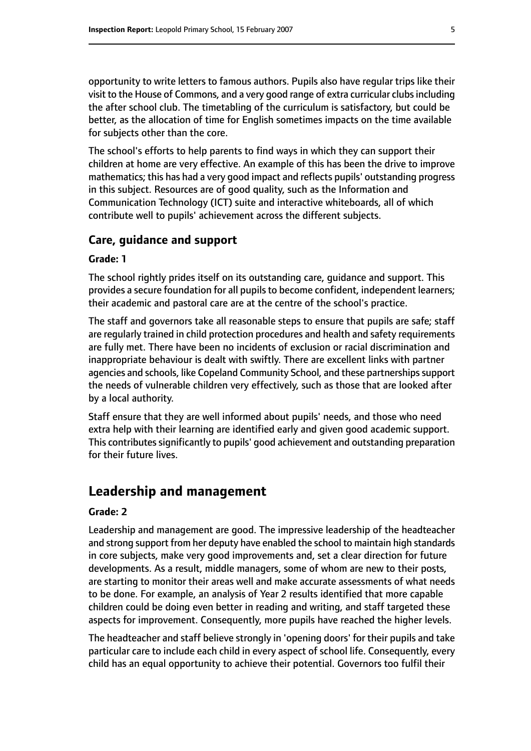opportunity to write letters to famous authors. Pupils also have regular trips like their visit to the House of Commons, and a very good range of extra curricular clubs including the after school club. The timetabling of the curriculum is satisfactory, but could be better, as the allocation of time for English sometimes impacts on the time available for subjects other than the core.

The school's efforts to help parents to find ways in which they can support their children at home are very effective. An example of this has been the drive to improve mathematics; this has had a very good impact and reflects pupils' outstanding progress in this subject. Resources are of good quality, such as the Information and Communication Technology (ICT) suite and interactive whiteboards, all of which contribute well to pupils' achievement across the different subjects.

### Care, guidance and support

#### Grade: 1

The school rightly prides itself on its outstanding care, guidance and support. This provides a secure foundation for all pupils to become confident, independent learners; their academic and pastoral care are at the centre of the school's practice.

The staff and governors take all reasonable steps to ensure that pupils are safe; staff are regularly trained in child protection procedures and health and safety requirements are fully met. There have been no incidents of exclusion or racial discrimination and inappropriate behaviour is dealt with swiftly. There are excellent links with partner agencies and schools, like Copeland Community School, and these partnerships support the needs of vulnerable children very effectively, such as those that are looked after by a local authority.

Staff ensure that they are well informed about pupils' needs, and those who need extra help with their learning are identified early and given good academic support. This contributes significantly to pupils' good achievement and outstanding preparation for their future lives.

## Leadership and management

#### Grade: 2

Leadership and management are good. The impressive leadership of the headteacher and strong support from her deputy have enabled the school to maintain high standards in core subjects, make very good improvements and, set a clear direction for future developments. As a result, middle managers, some of whom are new to their posts, are starting to monitor their areas well and make accurate assessments of what needs to be done. For example, an analysis of Year 2 results identified that more capable children could be doing even better in reading and writing, and staff targeted these aspects for improvement. Consequently, more pupils have reached the higher levels.

The headteacher and staff believe strongly in 'opening doors' for their pupils and take particular care to include each child in every aspect of school life. Consequently, every child has an equal opportunity to achieve their potential. Governors too fulfil their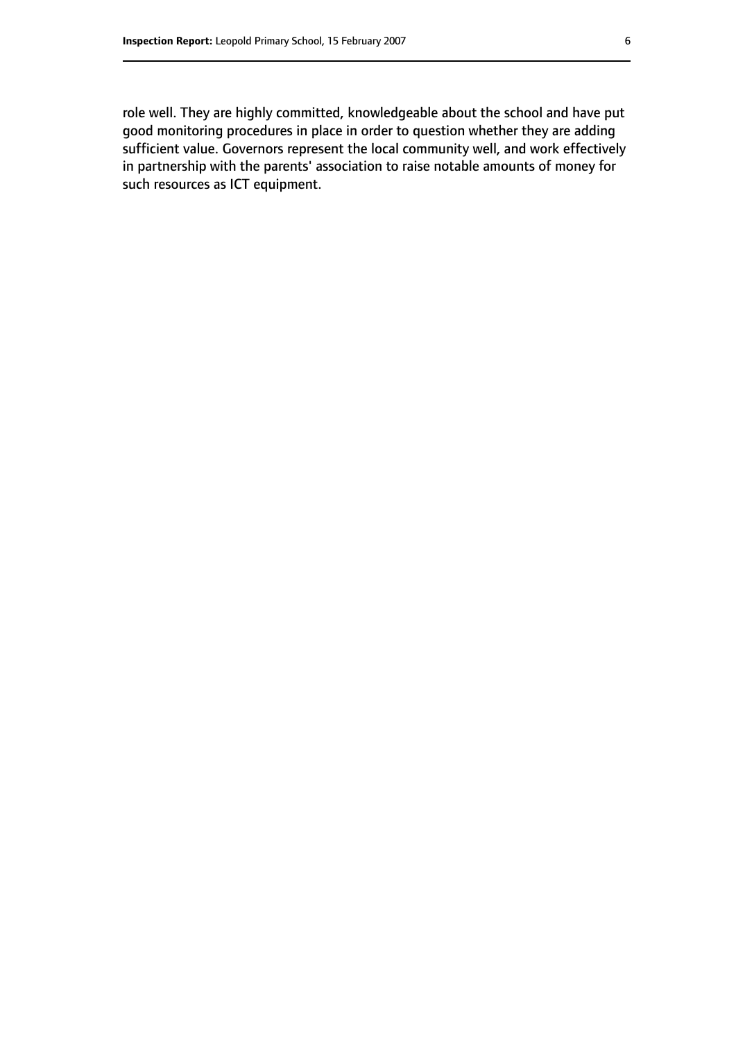role well. They are highly committed, knowledgeable about the school and have put good monitoring procedures in place in order to question whether they are adding sufficient value. Governors represent the local community well, and work effectively in partnership with the parents' association to raise notable amounts of money for such resources as ICT equipment.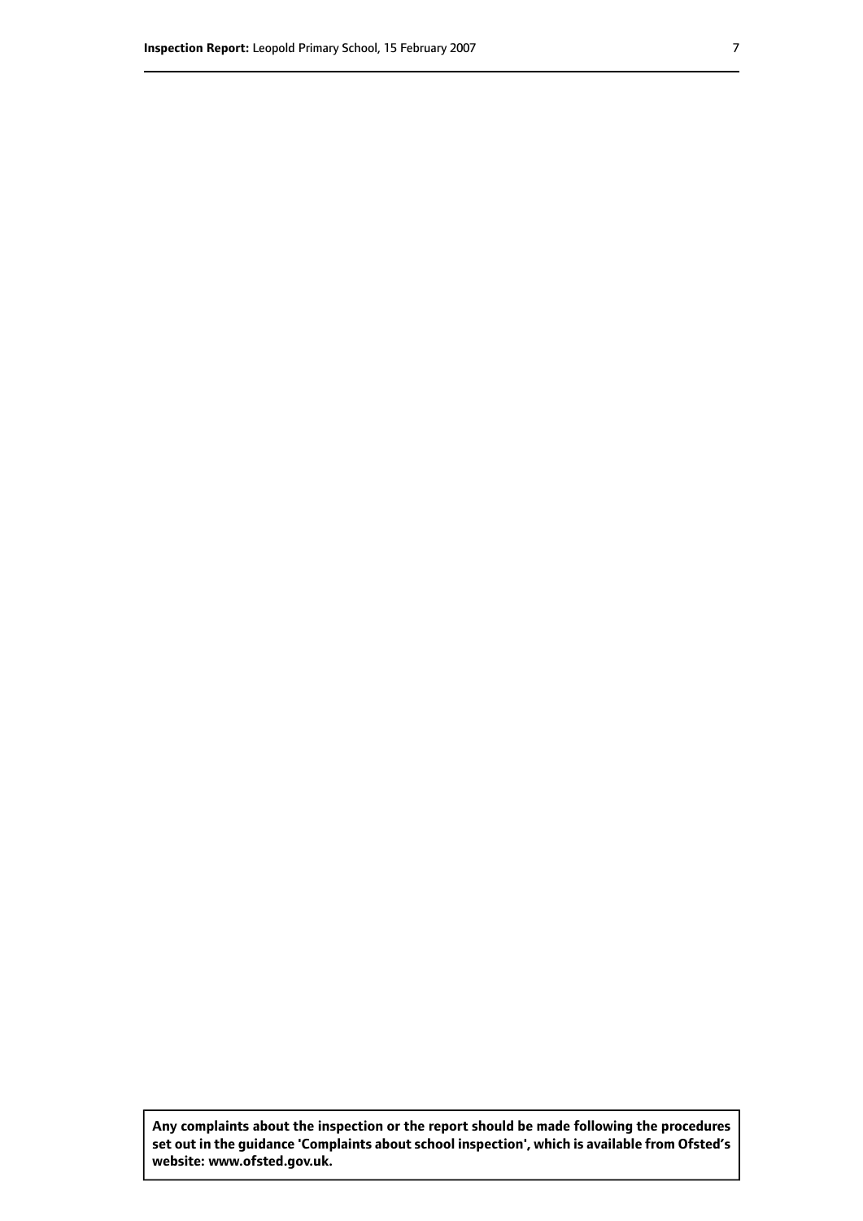**Any complaints about the inspection or the report should be made following the procedures set out in the guidance 'Complaints about school inspection', which is available from Ofsted's website: www.ofsted.gov.uk.**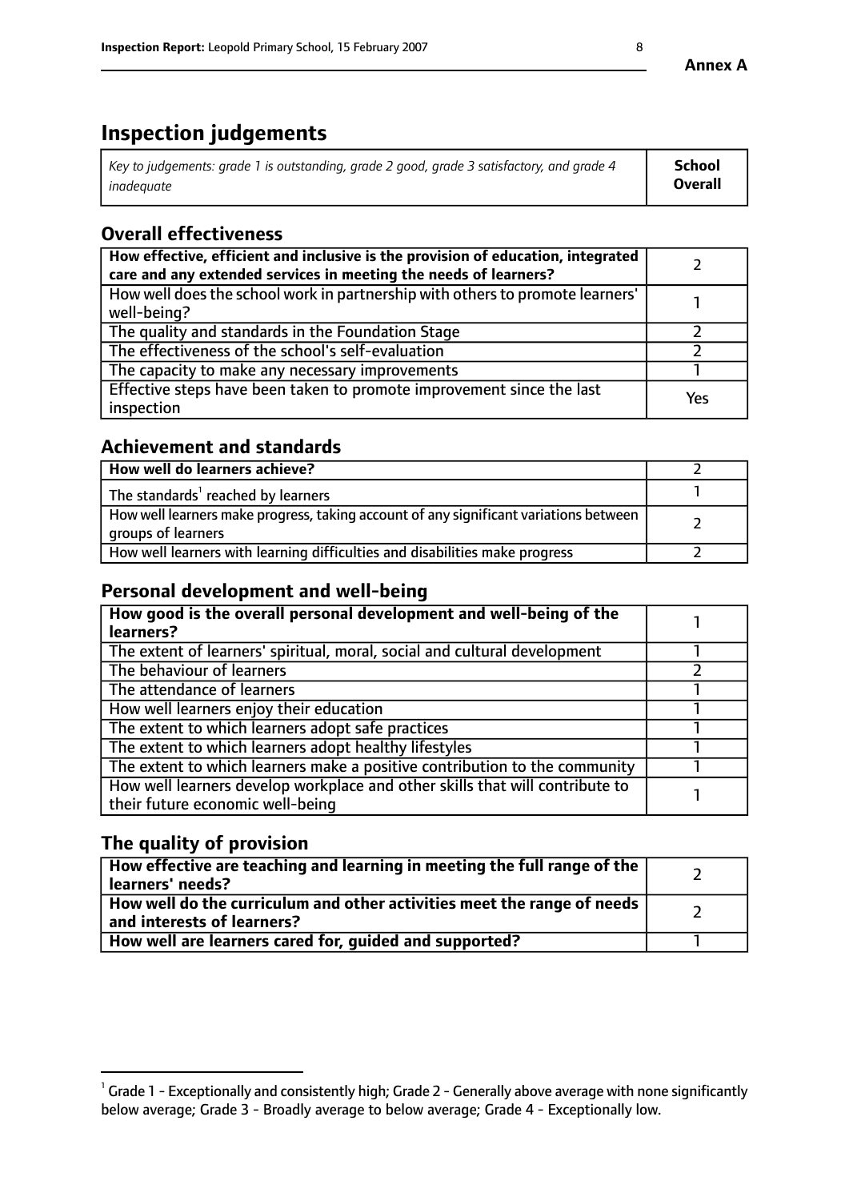**Annex A**

# Inspection judgements

| *Key to judgements: grade 1 is outstanding, grade 2 good, grade 3 satisfactory, and grade 4 inadequate* | **School Overall** |
|---|---|

## Overall effectiveness

| | |
|---|---|
| **How effective, efficient and inclusive is the provision of education, integrated care and any extended services in meeting the needs of learners?** | 2 |
| How well does the school work in partnership with others to promote learners' well-being? | 1 |
| The quality and standards in the Foundation Stage | 2 |
| The effectiveness of the school's self-evaluation | 2 |
| The capacity to make any necessary improvements | 1 |
| Effective steps have been taken to promote improvement since the last inspection | Yes |

## Achievement and standards

| | |
|---|---|
| **How well do learners achieve?** | 2 |
| The standards[1] reached by learners | 1 |
| How well learners make progress, taking account of any significant variations between groups of learners | 2 |
| How well learners with learning difficulties and disabilities make progress | 2 |

## Personal development and well-being

| | |
|---|---|
| **How good is the overall personal development and well-being of the learners?** | 1 |
| The extent of learners' spiritual, moral, social and cultural development | 1 |
| The behaviour of learners | 2 |
| The attendance of learners | 1 |
| How well learners enjoy their education | 1 |
| The extent to which learners adopt safe practices | 1 |
| The extent to which learners adopt healthy lifestyles | 1 |
| The extent to which learners make a positive contribution to the community | 1 |
| How well learners develop workplace and other skills that will contribute to their future economic well-being | 1 |

## The quality of provision

| | |
|---|---|
| **How effective are teaching and learning in meeting the full range of the learners' needs?** | 2 |
| **How well do the curriculum and other activities meet the range of needs and interests of learners?** | 2 |
| **How well are learners cared for, guided and supported?** | 1 |

[1] Grade 1 - Exceptionally and consistently high; Grade 2 - Generally above average with none significantly below average; Grade 3 - Broadly average to below average; Grade 4 - Exceptionally low.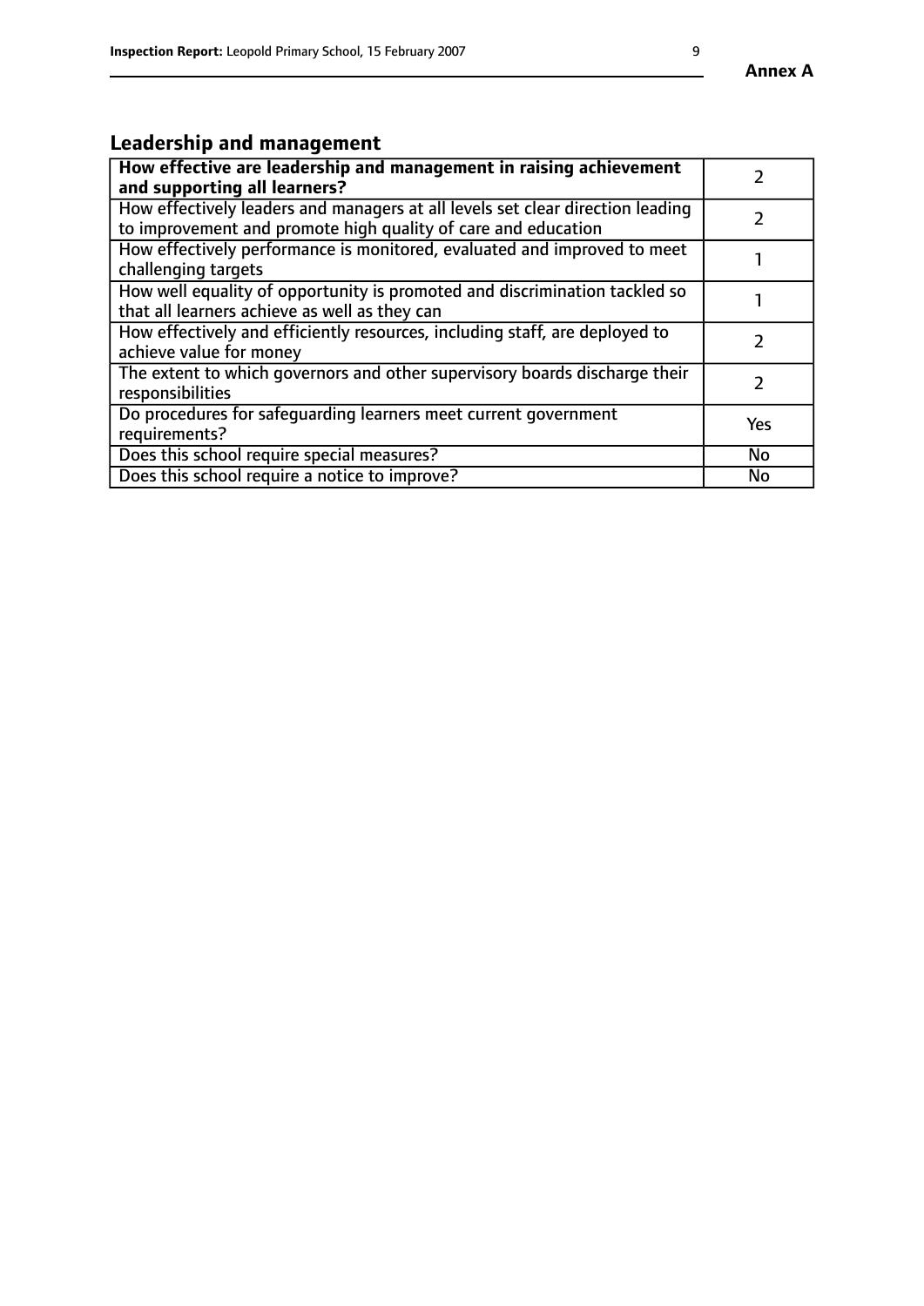## Leadership and management

| How effective are leadership and management in raising achievement and supporting all learners? | 2 |
| --- | --- |
| How effectively leaders and managers at all levels set clear direction leading to improvement and promote high quality of care and education | 2 |
| How effectively performance is monitored, evaluated and improved to meet challenging targets | 1 |
| How well equality of opportunity is promoted and discrimination tackled so that all learners achieve as well as they can | 1 |
| How effectively and efficiently resources, including staff, are deployed to achieve value for money | 2 |
| The extent to which governors and other supervisory boards discharge their responsibilities | 2 |
| Do procedures for safeguarding learners meet current government requirements? | Yes |
| Does this school require special measures? | No |
| Does this school require a notice to improve? | No |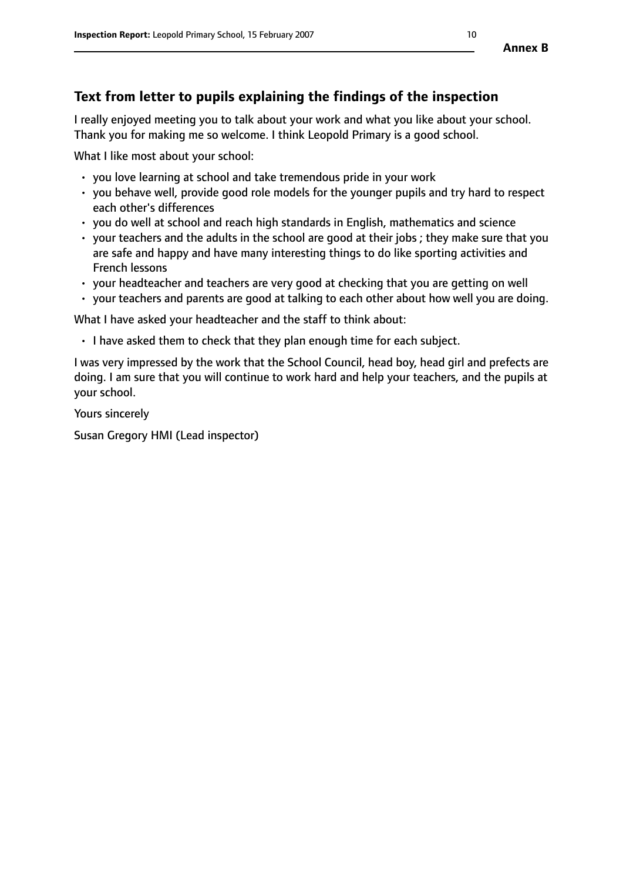Annex B

## Text from letter to pupils explaining the findings of the inspection

I really enjoyed meeting you to talk about your work and what you like about your school. Thank you for making me so welcome. I think Leopold Primary is a good school.

What I like most about your school:

- you love learning at school and take tremendous pride in your work
- you behave well, provide good role models for the younger pupils and try hard to respect each other's differences
- you do well at school and reach high standards in English, mathematics and science
- your teachers and the adults in the school are good at their jobs ; they make sure that you are safe and happy and have many interesting things to do like sporting activities and French lessons
- your headteacher and teachers are very good at checking that you are getting on well
- your teachers and parents are good at talking to each other about how well you are doing.

What I have asked your headteacher and the staff to think about:

- I have asked them to check that they plan enough time for each subject.

I was very impressed by the work that the School Council, head boy, head girl and prefects are doing. I am sure that you will continue to work hard and help your teachers, and the pupils at your school.

Yours sincerely

Susan Gregory HMI (Lead inspector)